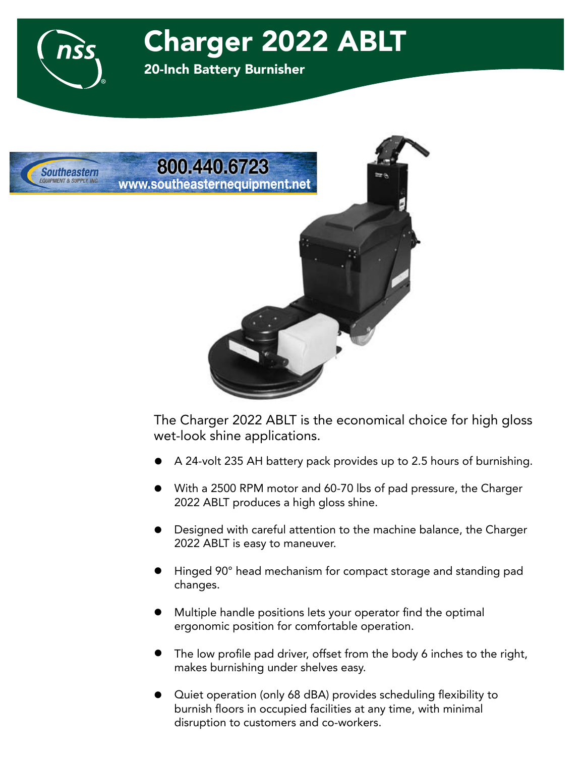# Charger 2022 ABLT

## 20-Inch Battery Burnisher

Southeastern EQUIPMENT & SUPPLY, INC. 800.440.6723 www.southeasternequipment.net

The Charger 2022 ABLT is the economical choice for high gloss wet-look shine applications.

- A 24-volt 235 AH battery pack provides up to 2.5 hours of burnishing.
- With a 2500 RPM motor and 60-70 lbs of pad pressure, the Charger 2022 ABLT produces a high gloss shine.
- Designed with careful attention to the machine balance, the Charger 2022 ABLT is easy to maneuver.
- Hinged 90° head mechanism for compact storage and standing pad changes.
- Multiple handle positions lets your operator find the optimal ergonomic position for comfortable operation.
- The low profile pad driver, offset from the body 6 inches to the right, makes burnishing under shelves easy.
- Quiet operation (only 68 dBA) provides scheduling flexibility to burnish floors in occupied facilities at any time, with minimal disruption to customers and co-workers.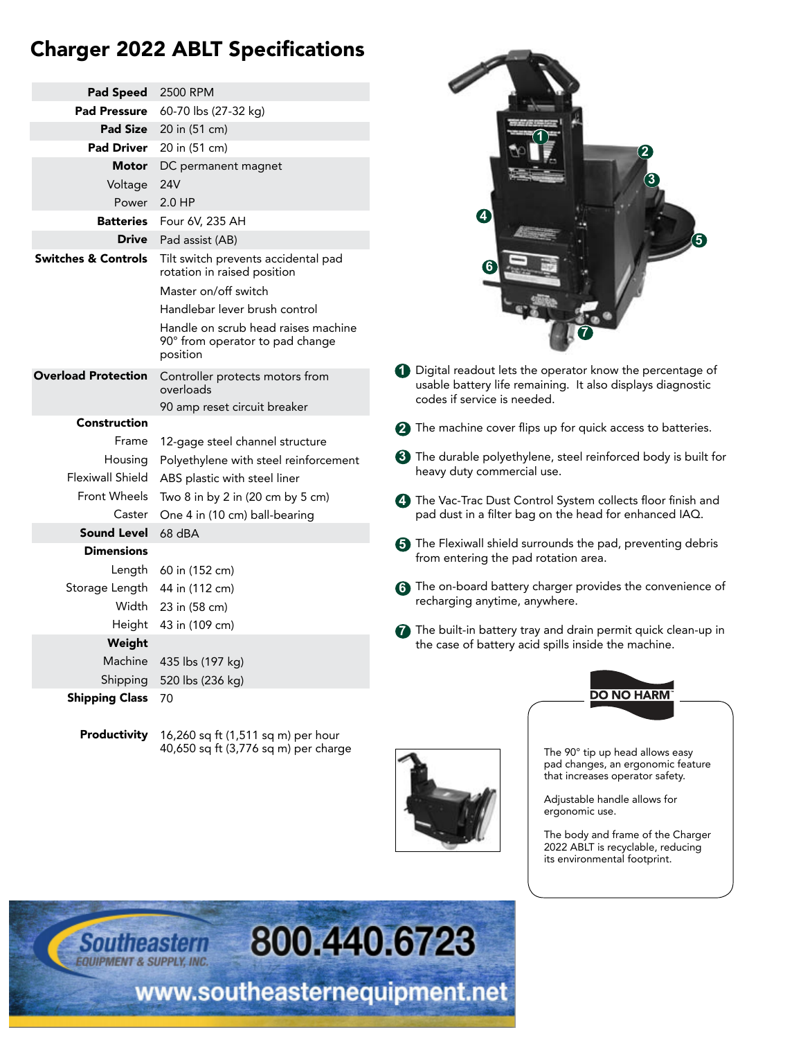# Charger 2022 ABLT Specifications

| | |
|---|---|
| **Pad Speed** | 2500 RPM |
| **Pad Pressure** | 60-70 lbs (27-32 kg) |
| **Pad Size** | 20 in (51 cm) |
| **Pad Driver** | 20 in (51 cm) |
| **Motor** | DC permanent magnet |
| Voltage | 24V |
| Power | 2.0 HP |
| **Batteries** | Four 6V, 235 AH |
| **Drive** | Pad assist (AB) |
| **Switches & Controls** | Tilt switch prevents accidental pad rotation in raised position |
| | Master on/off switch |
| | Handlebar lever brush control |
| | Handle on scrub head raises machine 90° from operator to pad change position |
| **Overload Protection** | Controller protects motors from overloads |
| | 90 amp reset circuit breaker |
| **Construction** | |
| Frame | 12-gage steel channel structure |
| Housing | Polyethylene with steel reinforcement |
| Flexiwall Shield | ABS plastic with steel liner |
| Front Wheels | Two 8 in by 2 in (20 cm by 5 cm) |
| Caster | One 4 in (10 cm) ball-bearing |
| **Sound Level** | 68 dBA |
| **Dimensions** | |
| Length | 60 in (152 cm) |
| Storage Length | 44 in (112 cm) |
| Width | 23 in (58 cm) |
| Height | 43 in (109 cm) |
| **Weight** | |
| Machine | 435 lbs (197 kg) |
| Shipping | 520 lbs (236 kg) |
| **Shipping Class** | 70 |
| **Productivity** | 16,260 sq ft (1,511 sq m) per hour<br>40,650 sq ft (3,776 sq m) per charge |

1. Digital readout lets the operator know the percentage of usable battery life remaining. It also displays diagnostic codes if service is needed.
2. The machine cover flips up for quick access to batteries.
3. The durable polyethylene, steel reinforced body is built for heavy duty commercial use.
4. The Vac-Trac Dust Control System collects floor finish and pad dust in a filter bag on the head for enhanced IAQ.
5. The Flexiwall shield surrounds the pad, preventing debris from entering the pad rotation area.
6. The on-board battery charger provides the convenience of recharging anytime, anywhere.
7. The built-in battery tray and drain permit quick clean-up in the case of battery acid spills inside the machine.

**DO NO HARM™**

The 90° tip up head allows easy pad changes, an ergonomic feature that increases operator safety.

Adjustable handle allows for ergonomic use.

The body and frame of the Charger 2022 ABLT is recyclable, reducing its environmental footprint.

Southeastern EQUIPMENT & SUPPLY, INC. 800.440.6723
www.southeasternequipment.net